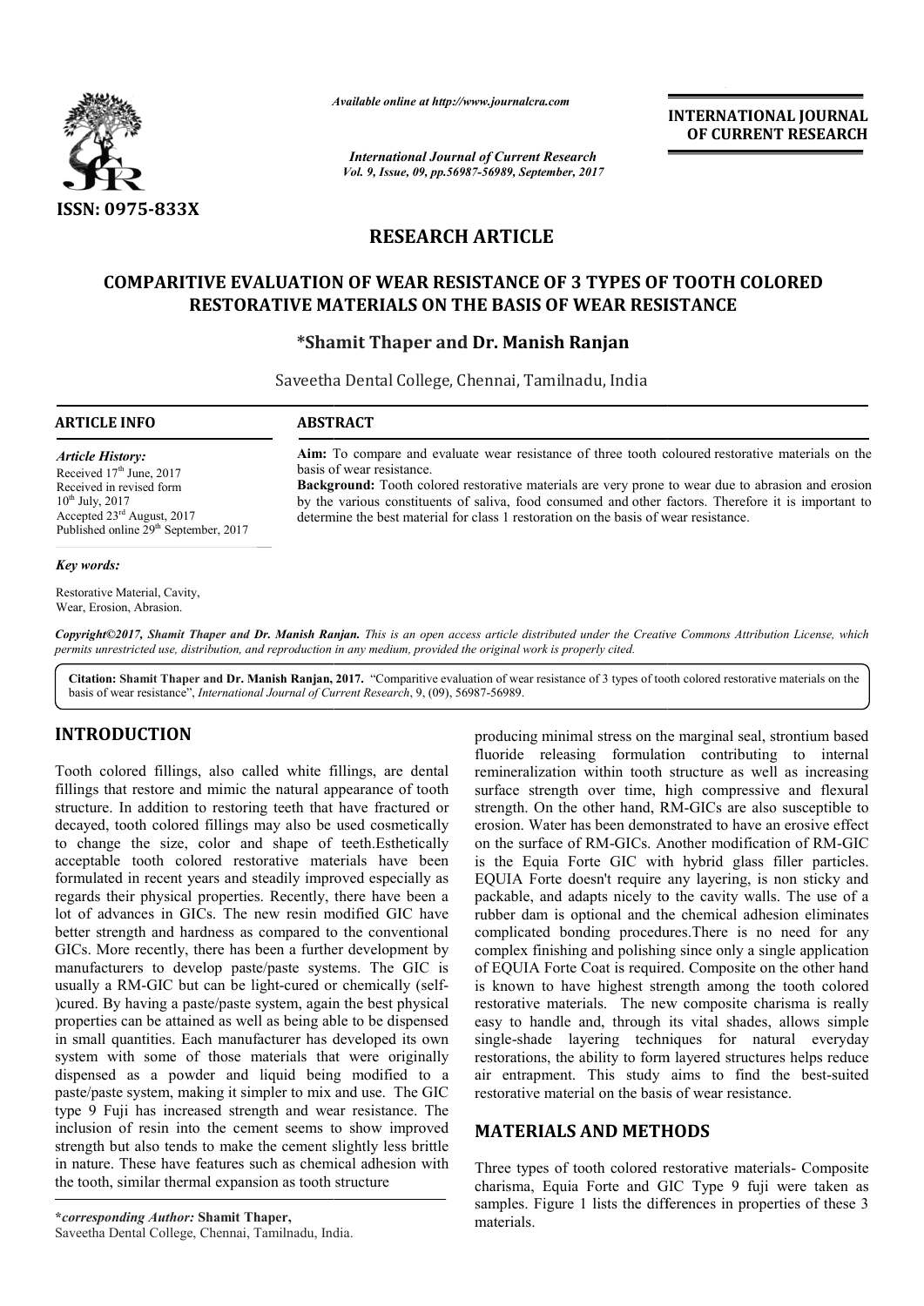ISSN: 0975-833X

*Available online at http://www.journalcra.com*

*International Journal of Current Research*
*Vol. 9, Issue, 09, pp.56987-56989, September, 2017*

**INTERNATIONAL JOURNAL OF CURRENT RESEARCH**

## RESEARCH ARTICLE

# COMPARITIVE EVALUATION OF WEAR RESISTANCE OF 3 TYPES OF TOOTH COLORED RESTORATIVE MATERIALS ON THE BASIS OF WEAR RESISTANCE

**\*Shamit Thaper and Dr. Manish Ranjan**

Saveetha Dental College, Chennai, Tamilnadu, India

**ARTICLE INFO**

*Article History:*
Received 17th June, 2017
Received in revised form
10th July, 2017
Accepted 23rd August, 2017
Published online 29th September, 2017

*Key words:*

Restorative Material, Cavity, Wear, Erosion, Abrasion.

**ABSTRACT**

**Aim:** To compare and evaluate wear resistance of three tooth coloured restorative materials on the basis of wear resistance.

**Background:** Tooth colored restorative materials are very prone to wear due to abrasion and erosion by the various constituents of saliva, food consumed and other factors. Therefore it is important to determine the best material for class 1 restoration on the basis of wear resistance.

*Copyright©2017, Shamit Thaper and Dr. Manish Ranjan. This is an open access article distributed under the Creative Commons Attribution License, which permits unrestricted use, distribution, and reproduction in any medium, provided the original work is properly cited.*

**Citation: Shamit Thaper and Dr. Manish Ranjan, 2017.** "Comparitive evaluation of wear resistance of 3 types of tooth colored restorative materials on the basis of wear resistance", *International Journal of Current Research*, 9, (09), 56987-56989.

## INTRODUCTION

Tooth colored fillings, also called white fillings, are dental fillings that restore and mimic the natural appearance of tooth structure. In addition to restoring teeth that have fractured or decayed, tooth colored fillings may also be used cosmetically to change the size, color and shape of teeth.Esthetically acceptable tooth colored restorative materials have been formulated in recent years and steadily improved especially as regards their physical properties. Recently, there have been a lot of advances in GICs. The new resin modified GIC have better strength and hardness as compared to the conventional GICs. More recently, there has been a further development by manufacturers to develop paste/paste systems. The GIC is usually a RM-GIC but can be light-cured or chemically (self-)cured. By having a paste/paste system, again the best physical properties can be attained as well as being able to be dispensed in small quantities. Each manufacturer has developed its own system with some of those materials that were originally dispensed as a powder and liquid being modified to a paste/paste system, making it simpler to mix and use. The GIC type 9 Fuji has increased strength and wear resistance. The inclusion of resin into the cement seems to show improved strength but also tends to make the cement slightly less brittle in nature. These have features such as chemical adhesion with the tooth, similar thermal expansion as tooth structure producing minimal stress on the marginal seal, strontium based fluoride releasing formulation contributing to internal remineralization within tooth structure as well as increasing surface strength over time, high compressive and flexural strength. On the other hand, RM-GICs are also susceptible to erosion. Water has been demonstrated to have an erosive effect on the surface of RM-GICs. Another modification of RM-GIC is the Equia Forte GIC with hybrid glass filler particles. EQUIA Forte doesn't require any layering, is non sticky and packable, and adapts nicely to the cavity walls. The use of a rubber dam is optional and the chemical adhesion eliminates complicated bonding procedures.There is no need for any complex finishing and polishing since only a single application of EQUIA Forte Coat is required. Composite on the other hand is known to have highest strength among the tooth colored restorative materials. The new composite charisma is really easy to handle and, through its vital shades, allows simple single-shade layering techniques for natural everyday restorations, the ability to form layered structures helps reduce air entrapment. This study aims to find the best-suited restorative material on the basis of wear resistance.

## MATERIALS AND METHODS

Three types of tooth colored restorative materials- Composite charisma, Equia Forte and GIC Type 9 fuji were taken as samples. Figure 1 lists the differences in properties of these 3 materials.

**\*corresponding Author: Shamit Thaper,**
Saveetha Dental College, Chennai, Tamilnadu, India.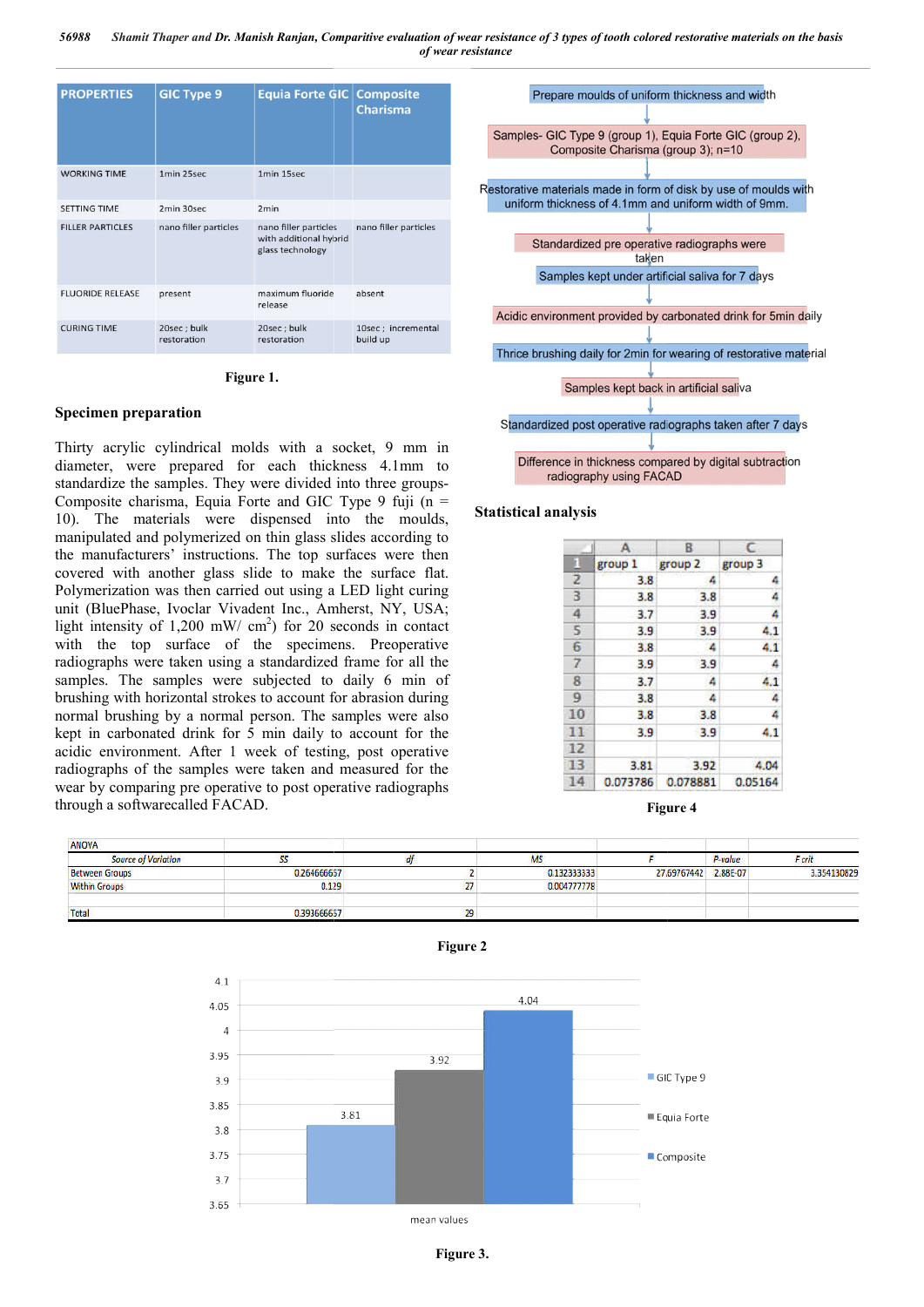| PROPERTIES | GIC Type 9 | Equia Forte GIC | Composite Charisma |
|---|---|---|---|
| WORKING TIME | 1min 25sec | 1min 15sec | |
| SETTING TIME | 2min 30sec | 2min | |
| FILLER PARTICLES | nano filler particles | nano filler particles with additional hybrid glass technology | nano filler particles |
| FLUORIDE RELEASE | present | maximum fluoride release | absent |
| CURING TIME | 20sec ; bulk restoration | 20sec ; bulk restoration | 10sec ; incremental build up |

**Figure 1.**

### Specimen preparation

Thirty acrylic cylindrical molds with a socket, 9 mm in diameter, were prepared for each thickness 4.1mm to standardize the samples. They were divided into three groups- Composite charisma, Equia Forte and GIC Type 9 fuji (n = 10). The materials were dispensed into the moulds, manipulated and polymerized on thin glass slides according to the manufacturers' instructions. The top surfaces were then covered with another glass slide to make the surface flat. Polymerization was then carried out using a LED light curing unit (BluePhase, Ivoclar Vivadent Inc., Amherst, NY, USA; light intensity of 1,200 mW/ cm$^2$) for 20 seconds in contact with the top surface of the specimens. Preoperative radiographs were taken using a standardized frame for all the samples. The samples were subjected to daily 6 min of brushing with horizontal strokes to account for abrasion during normal brushing by a normal person. The samples were also kept in carbonated drink for 5 min daily to account for the acidic environment. After 1 week of testing, post operative radiographs of the samples were taken and measured for the wear by comparing pre operative to post operative radiographs through a softwarecalled FACAD.

Prepare moulds of uniform thickness and width
↓
Samples- GIC Type 9 (group 1), Equia Forte GIC (group 2), Composite Charisma (group 3); n=10
↓
Restorative materials made in form of disk by use of moulds with uniform thickness of 4.1mm and uniform width of 9mm.
↓
Standardized pre operative radiographs were taken
Samples kept under artificial saliva for 7 days
↓
Acidic environment provided by carbonated drink for 5min daily
↓
Thrice brushing daily for 2min for wearing of restorative material
↓
Samples kept back in artificial saliva
↓
Standardized post operative radiographs taken after 7 days
↓
Difference in thickness compared by digital subtraction radiography using FACAD

### Statistical analysis

| | A | B | C |
|---|---|---|---|
| 1 | group 1 | group 2 | group 3 |
| 2 | 3.8 | 4 | 4 |
| 3 | 3.8 | 3.8 | 4 |
| 4 | 3.7 | 3.9 | 4 |
| 5 | 3.9 | 3.9 | 4.1 |
| 6 | 3.8 | 4 | 4.1 |
| 7 | 3.9 | 3.9 | 4 |
| 8 | 3.7 | 4 | 4.1 |
| 9 | 3.8 | 4 | 4 |
| 10 | 3.8 | 3.8 | 4 |
| 11 | 3.9 | 3.9 | 4.1 |
| 12 | | | |
| 13 | 3.81 | 3.92 | 4.04 |
| 14 | 0.073786 | 0.078881 | 0.05164 |

**Figure 4**

ANOVA

| Source of Variation | SS | df | MS | F | P-value | F crit |
|---|---|---|---|---|---|---|
| Between Groups | 0.264666667 | 2 | 0.132333333 | 27.69767442 | 2.88E-07 | 3.354130829 |
| Within Groups | 0.129 | 27 | 0.004777778 | | | |
| | | | | | | |
| Total | 0.393666667 | 29 | | | | |

**Figure 2**

| mean values | GIC Type 9 | Equia Forte | Composite |
|---|---|---|---|
| | 3.81 | 3.92 | 4.04 |

**Figure 3.**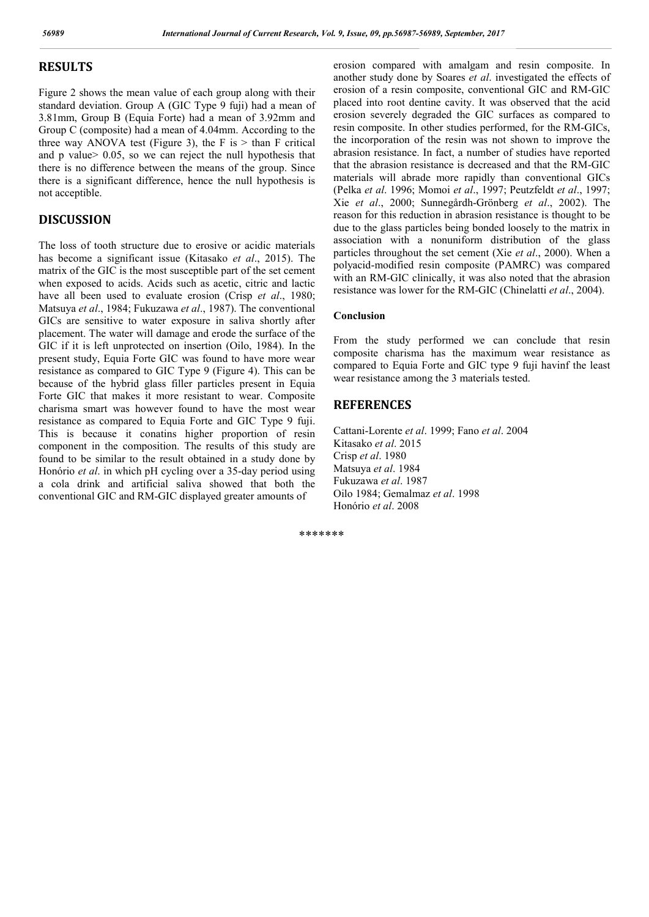## RESULTS

Figure 2 shows the mean value of each group along with their standard deviation. Group A (GIC Type 9 fuji) had a mean of 3.81mm, Group B (Equia Forte) had a mean of 3.92mm and Group C (composite) had a mean of 4.04mm. According to the three way ANOVA test (Figure 3), the F is > than F critical and p value> 0.05, so we can reject the null hypothesis that there is no difference between the means of the group. Since there is a significant difference, hence the null hypothesis is not acceptible.

## DISCUSSION

The loss of tooth structure due to erosive or acidic materials has become a significant issue (Kitasako *et al*., 2015). The matrix of the GIC is the most susceptible part of the set cement when exposed to acids. Acids such as acetic, citric and lactic have all been used to evaluate erosion (Crisp *et al*., 1980; Matsuya *et al*., 1984; Fukuzawa *et al*., 1987). The conventional GICs are sensitive to water exposure in saliva shortly after placement. The water will damage and erode the surface of the GIC if it is left unprotected on insertion (Oilo, 1984). In the present study, Equia Forte GIC was found to have more wear resistance as compared to GIC Type 9 (Figure 4). This can be because of the hybrid glass filler particles present in Equia Forte GIC that makes it more resistant to wear. Composite charisma smart was however found to have the most wear resistance as compared to Equia Forte and GIC Type 9 fuji. This is because it conatins higher proportion of resin component in the composition. The results of this study are found to be similar to the result obtained in a study done by Honório *et al*. in which pH cycling over a 35-day period using a cola drink and artificial saliva showed that both the conventional GIC and RM-GIC displayed greater amounts of erosion compared with amalgam and resin composite. In another study done by Soares *et al*. investigated the effects of erosion of a resin composite, conventional GIC and RM-GIC placed into root dentine cavity. It was observed that the acid erosion severely degraded the GIC surfaces as compared to resin composite. In other studies performed, for the RM-GICs, the incorporation of the resin was not shown to improve the abrasion resistance. In fact, a number of studies have reported that the abrasion resistance is decreased and that the RM-GIC materials will abrade more rapidly than conventional GICs (Pelka *et al*. 1996; Momoi *et al*., 1997; Peutzfeldt *et al*., 1997; Xie *et al*., 2000; Sunnegårdh-Grönberg *et al*., 2002). The reason for this reduction in abrasion resistance is thought to be due to the glass particles being bonded loosely to the matrix in association with a nonuniform distribution of the glass particles throughout the set cement (Xie *et al*., 2000). When a polyacid-modified resin composite (PAMRC) was compared with an RM-GIC clinically, it was also noted that the abrasion resistance was lower for the RM-GIC (Chinelatti *et al*., 2004).

### Conclusion

From the study performed we can conclude that resin composite charisma has the maximum wear resistance as compared to Equia Forte and GIC type 9 fuji havinf the least wear resistance among the 3 materials tested.

## REFERENCES

Cattani-Lorente *et al*. 1999; Fano *et al*. 2004
Kitasako *et al*. 2015
Crisp *et al*. 1980
Matsuya *et al*. 1984
Fukuzawa *et al*. 1987
Oilo 1984; Gemalmaz *et al*. 1998
Honório *et al*. 2008

\*\*\*\*\*\*\*